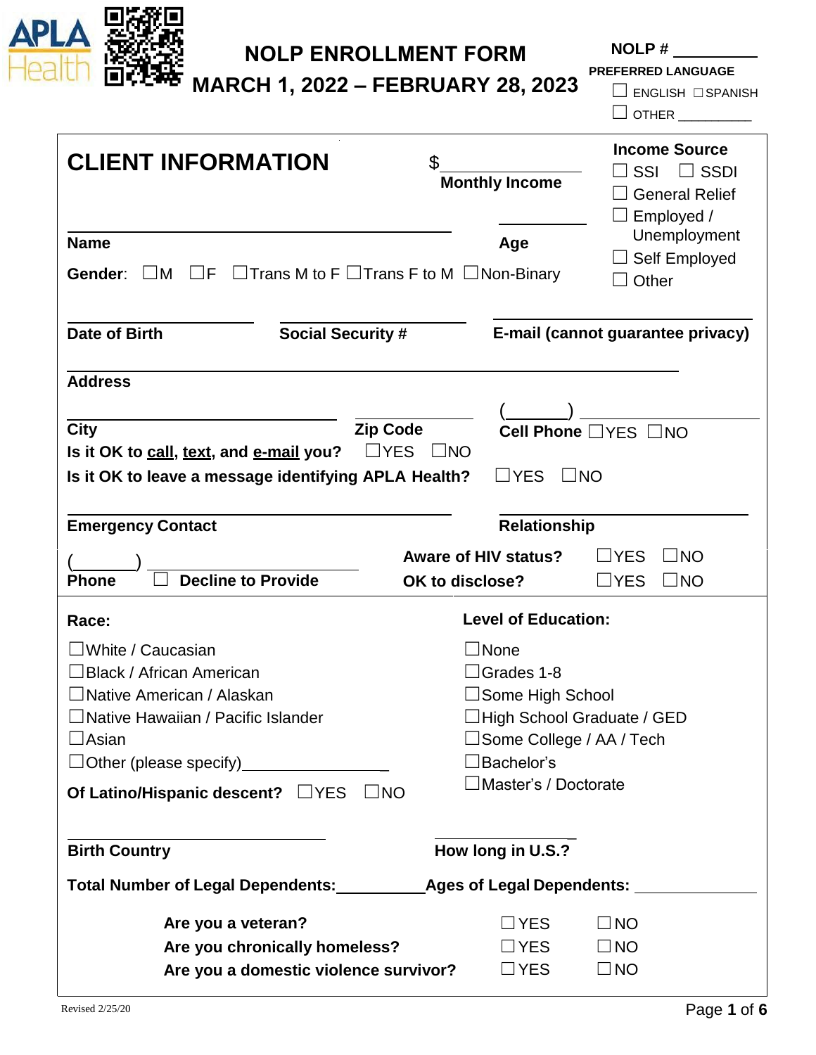APLA Health

# NOLP ENROLLMENT FORM

## MARCH 1, 2022 – FEBRUARY 28, 2023

NOLP # __________

PREFERRED LANGUAGE

☐ ENGLISH ☐ SPANISH

☐ OTHER __________

## CLIENT INFORMATION

$__________ **Monthly Income**

**Income Source**
☐ SSI ☐ SSDI
☐ General Relief
☐ Employed / Unemployment
☐ Self Employed
☐ Other

__________________________ **Name**

__________ **Age**

**Gender**: ☐M ☐F ☐Trans M to F ☐Trans F to M ☐Non-Binary

__________ **Date of Birth**

__________ **Social Security #**

__________ **E-mail (cannot guarantee privacy)**

__________________________ **Address**

__________ **City**

__________ **Zip Code**

(______) __________ **Cell Phone** ☐YES ☐NO

**Is it OK to call, text, and e-mail you?** ☐YES ☐NO

**Is it OK to leave a message identifying APLA Health?** ☐YES ☐NO

__________ **Emergency Contact**

__________ **Relationship**

(______) __________ **Phone** ☐ **Decline to Provide**

**Aware of HIV status?** ☐YES ☐NO

**OK to disclose?** ☐YES ☐NO

**Race:**

☐White / Caucasian
☐Black / African American
☐Native American / Alaskan
☐Native Hawaiian / Pacific Islander
☐Asian
☐Other (please specify)________________

**Of Latino/Hispanic descent?** ☐YES ☐NO

**Level of Education:**

☐None
☐Grades 1-8
☐Some High School
☐High School Graduate / GED
☐Some College / AA / Tech
☐Bachelor's
☐Master's / Doctorate

__________ **Birth Country**

__________ **How long in U.S.?**

**Total Number of Legal Dependents:**__________ **Ages of Legal Dependents:** __________

**Are you a veteran?** ☐YES ☐NO

**Are you chronically homeless?** ☐YES ☐NO

**Are you a domestic violence survivor?** ☐YES ☐NO

Revised 2/25/20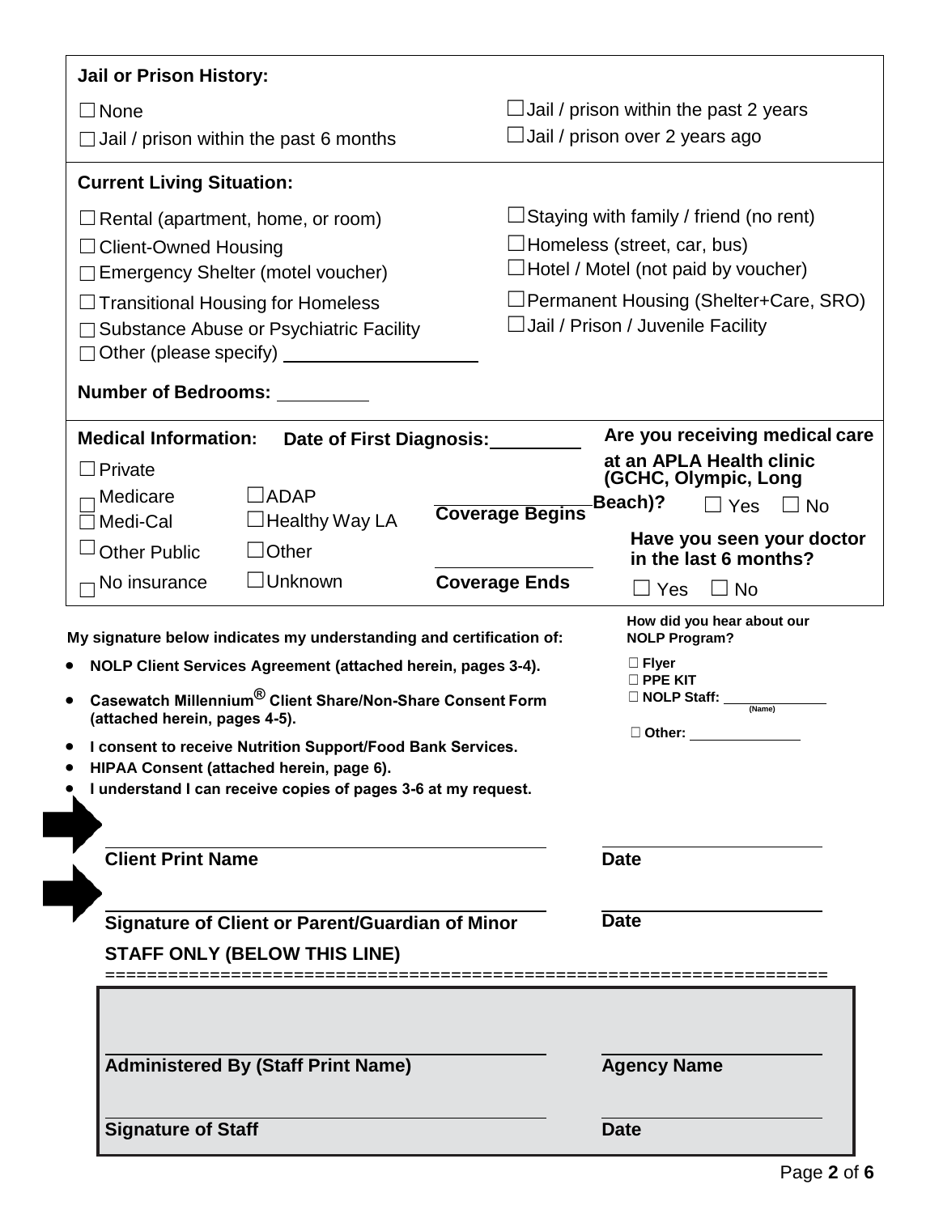**Jail or Prison History:**

- ☐ None
- ☐ Jail / prison within the past 6 months
- ☐ Jail / prison within the past 2 years
- ☐ Jail / prison over 2 years ago

**Current Living Situation:**

- ☐ Rental (apartment, home, or room)
- ☐ Client-Owned Housing
- ☐ Emergency Shelter (motel voucher)
- ☐ Transitional Housing for Homeless
- ☐ Substance Abuse or Psychiatric Facility
- ☐ Other (please specify) ____________________
- ☐ Staying with family / friend (no rent)
- ☐ Homeless (street, car, bus)
- ☐ Hotel / Motel (not paid by voucher)
- ☐ Permanent Housing (Shelter+Care, SRO)
- ☐ Jail / Prison / Juvenile Facility

**Number of Bedrooms:** __________

**Medical Information:** **Date of First Diagnosis:** __________

- ☐ Private
- ☐ Medicare
- ☐ Medi-Cal
- ☐ Other Public
- ☐ No insurance
- ☐ ADAP
- ☐ Healthy Way LA
- ☐ Other
- ☐ Unknown

________________ **Coverage Begins**

________________ **Coverage Ends**

**Are you receiving medical care at an APLA Health clinic (GCHC, Olympic, Long Beach)?** ☐ Yes ☐ No

**Have you seen your doctor in the last 6 months?** ☐ Yes ☐ No

**My signature below indicates my understanding and certification of:**

- **NOLP Client Services Agreement (attached herein, pages 3-4).**
- **Casewatch Millennium® Client Share/Non-Share Consent Form (attached herein, pages 4-5).**
- **I consent to receive Nutrition Support/Food Bank Services.**
- **HIPAA Consent (attached herein, page 6).**
- **I understand I can receive copies of pages 3-6 at my request.**

**How did you hear about our NOLP Program?**

- ☐ **Flyer**
- ☐ **PPE KIT**
- ☐ **NOLP Staff:** ______________ (Name)
- ☐ **Other:** ______________

________________________________________ ____________________

**Client Print Name** **Date**

________________________________________ ____________________

**Signature of Client or Parent/Guardian of Minor** **Date**

**STAFF ONLY (BELOW THIS LINE)**

================================================================

________________________________________ ____________________

**Administered By (Staff Print Name)** **Agency Name**

________________________________________ ____________________

**Signature of Staff** **Date**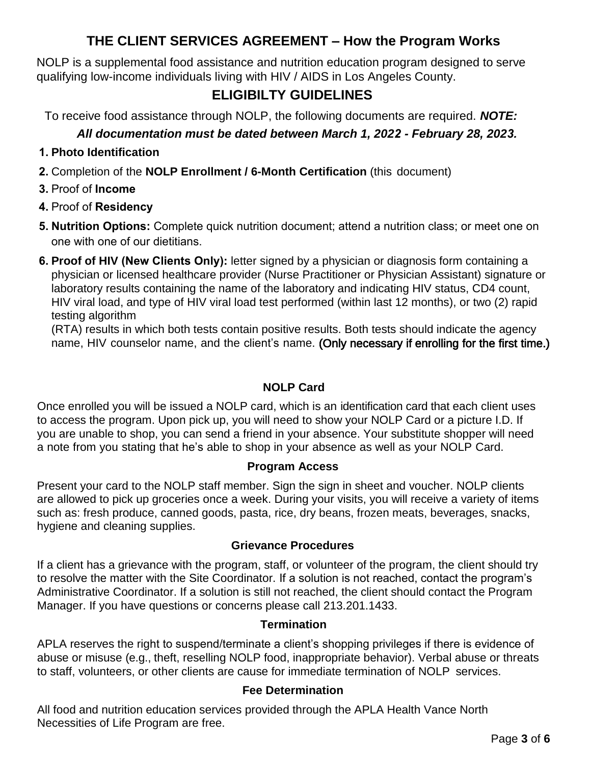# THE CLIENT SERVICES AGREEMENT – How the Program Works

NOLP is a supplemental food assistance and nutrition education program designed to serve qualifying low-income individuals living with HIV / AIDS in Los Angeles County.

## ELIGIBILTY GUIDELINES

To receive food assistance through NOLP, the following documents are required. ***NOTE: All documentation must be dated between March 1, 2022 - February 28, 2023.***

1. **Photo Identification**
2. Completion of the **NOLP Enrollment / 6-Month Certification** (this document)
3. Proof of **Income**
4. Proof of **Residency**
5. **Nutrition Options:** Complete quick nutrition document; attend a nutrition class; or meet one on one with one of our dietitians.
6. **Proof of HIV (New Clients Only):** letter signed by a physician or diagnosis form containing a physician or licensed healthcare provider (Nurse Practitioner or Physician Assistant) signature or laboratory results containing the name of the laboratory and indicating HIV status, CD4 count, HIV viral load, and type of HIV viral load test performed (within last 12 months), or two (2) rapid testing algorithm (RTA) results in which both tests contain positive results. Both tests should indicate the agency name, HIV counselor name, and the client's name. (Only necessary if enrolling for the first time.)

### NOLP Card

Once enrolled you will be issued a NOLP card, which is an identification card that each client uses to access the program. Upon pick up, you will need to show your NOLP Card or a picture I.D. If you are unable to shop, you can send a friend in your absence. Your substitute shopper will need a note from you stating that he's able to shop in your absence as well as your NOLP Card.

### Program Access

Present your card to the NOLP staff member. Sign the sign in sheet and voucher. NOLP clients are allowed to pick up groceries once a week. During your visits, you will receive a variety of items such as: fresh produce, canned goods, pasta, rice, dry beans, frozen meats, beverages, snacks, hygiene and cleaning supplies.

### Grievance Procedures

If a client has a grievance with the program, staff, or volunteer of the program, the client should try to resolve the matter with the Site Coordinator. If a solution is not reached, contact the program's Administrative Coordinator. If a solution is still not reached, the client should contact the Program Manager. If you have questions or concerns please call 213.201.1433.

### Termination

APLA reserves the right to suspend/terminate a client's shopping privileges if there is evidence of abuse or misuse (e.g., theft, reselling NOLP food, inappropriate behavior). Verbal abuse or threats to staff, volunteers, or other clients are cause for immediate termination of NOLP services.

### Fee Determination

All food and nutrition education services provided through the APLA Health Vance North Necessities of Life Program are free.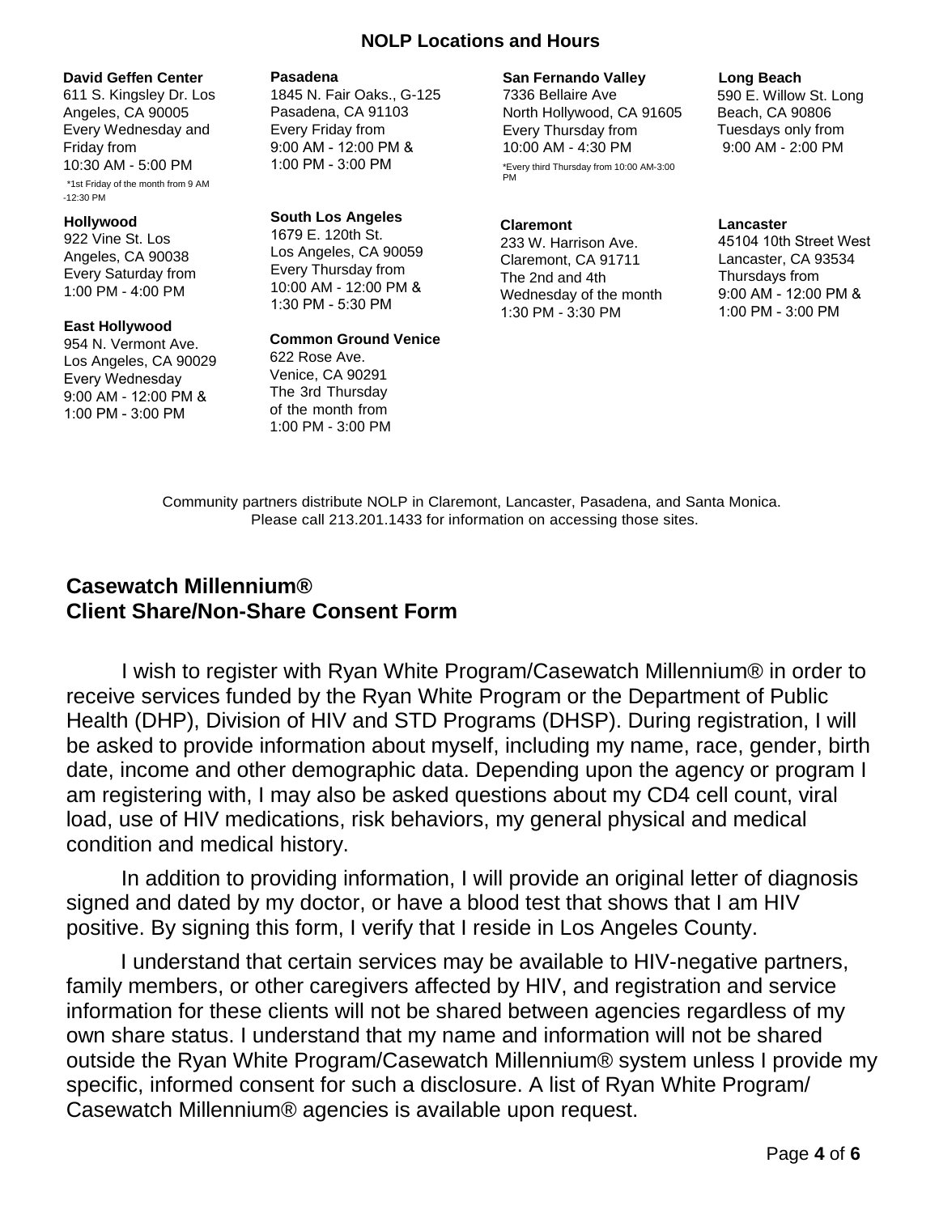## NOLP Locations and Hours

**David Geffen Center**
611 S. Kingsley Dr. Los Angeles, CA 90005
Every Wednesday and Friday from
10:30 AM - 5:00 PM
*1st Friday of the month from 9 AM -12:30 PM

**Hollywood**
922 Vine St. Los Angeles, CA 90038
Every Saturday from
1:00 PM - 4:00 PM

**East Hollywood**
954 N. Vermont Ave.
Los Angeles, CA 90029
Every Wednesday
9:00 AM - 12:00 PM &
1:00 PM - 3:00 PM

**Pasadena**
1845 N. Fair Oaks., G-125
Pasadena, CA 91103
Every Friday from
9:00 AM - 12:00 PM &
1:00 PM - 3:00 PM

**South Los Angeles**
1679 E. 120th St.
Los Angeles, CA 90059
Every Thursday from
10:00 AM - 12:00 PM &
1:30 PM - 5:30 PM

**Common Ground Venice**
622 Rose Ave.
Venice, CA 90291
The 3rd Thursday of the month from
1:00 PM - 3:00 PM

**San Fernando Valley**
7336 Bellaire Ave
North Hollywood, CA 91605
Every Thursday from
10:00 AM - 4:30 PM
*Every third Thursday from 10:00 AM-3:00 PM

**Claremont**
233 W. Harrison Ave.
Claremont, CA 91711
The 2nd and 4th Wednesday of the month
1:30 PM - 3:30 PM

**Long Beach**
590 E. Willow St. Long Beach, CA 90806
Tuesdays only from
9:00 AM - 2:00 PM

**Lancaster**
45104 10th Street West
Lancaster, CA 93534
Thursdays from
9:00 AM - 12:00 PM &
1:00 PM - 3:00 PM

Community partners distribute NOLP in Claremont, Lancaster, Pasadena, and Santa Monica. Please call 213.201.1433 for information on accessing those sites.

## Casewatch Millennium®
## Client Share/Non-Share Consent Form

I wish to register with Ryan White Program/Casewatch Millennium® in order to receive services funded by the Ryan White Program or the Department of Public Health (DHP), Division of HIV and STD Programs (DHSP). During registration, I will be asked to provide information about myself, including my name, race, gender, birth date, income and other demographic data. Depending upon the agency or program I am registering with, I may also be asked questions about my CD4 cell count, viral load, use of HIV medications, risk behaviors, my general physical and medical condition and medical history.

In addition to providing information, I will provide an original letter of diagnosis signed and dated by my doctor, or have a blood test that shows that I am HIV positive. By signing this form, I verify that I reside in Los Angeles County.

I understand that certain services may be available to HIV-negative partners, family members, or other caregivers affected by HIV, and registration and service information for these clients will not be shared between agencies regardless of my own share status. I understand that my name and information will not be shared outside the Ryan White Program/Casewatch Millennium® system unless I provide my specific, informed consent for such a disclosure. A list of Ryan White Program/ Casewatch Millennium® agencies is available upon request.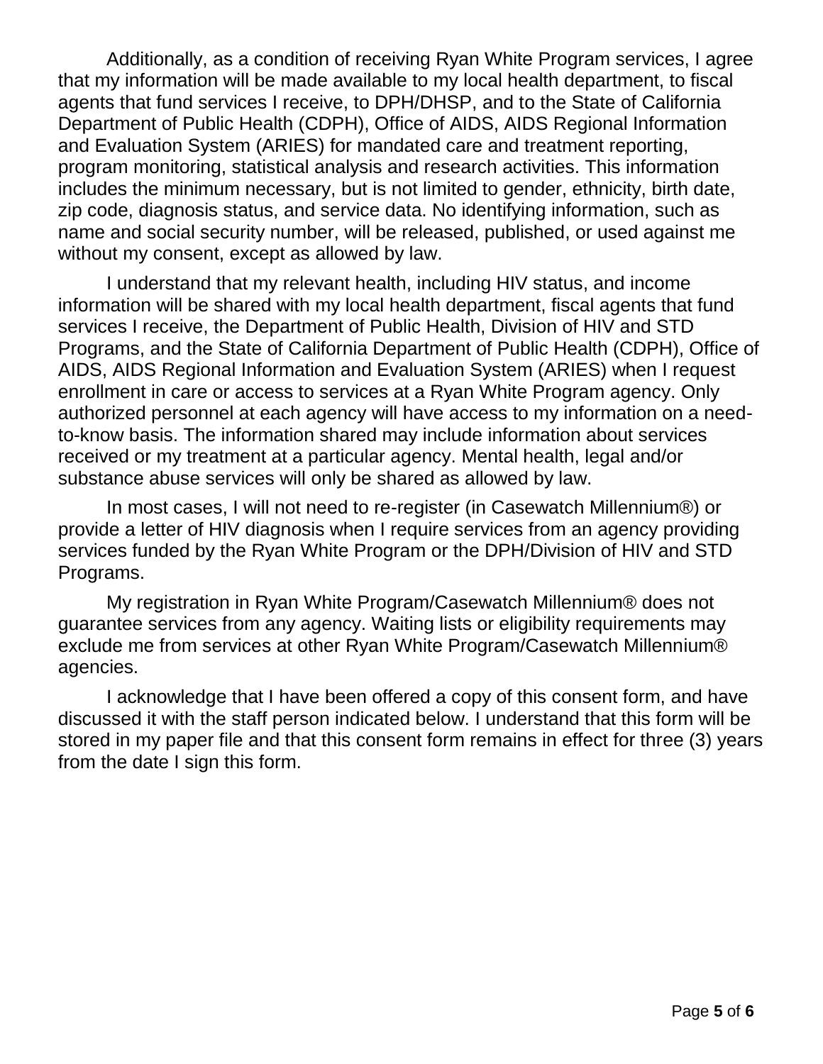Additionally, as a condition of receiving Ryan White Program services, I agree that my information will be made available to my local health department, to fiscal agents that fund services I receive, to DPH/DHSP, and to the State of California Department of Public Health (CDPH), Office of AIDS, AIDS Regional Information and Evaluation System (ARIES) for mandated care and treatment reporting, program monitoring, statistical analysis and research activities. This information includes the minimum necessary, but is not limited to gender, ethnicity, birth date, zip code, diagnosis status, and service data. No identifying information, such as name and social security number, will be released, published, or used against me without my consent, except as allowed by law.

I understand that my relevant health, including HIV status, and income information will be shared with my local health department, fiscal agents that fund services I receive, the Department of Public Health, Division of HIV and STD Programs, and the State of California Department of Public Health (CDPH), Office of AIDS, AIDS Regional Information and Evaluation System (ARIES) when I request enrollment in care or access to services at a Ryan White Program agency. Only authorized personnel at each agency will have access to my information on a need-to-know basis. The information shared may include information about services received or my treatment at a particular agency. Mental health, legal and/or substance abuse services will only be shared as allowed by law.

In most cases, I will not need to re-register (in Casewatch Millennium®) or provide a letter of HIV diagnosis when I require services from an agency providing services funded by the Ryan White Program or the DPH/Division of HIV and STD Programs.

My registration in Ryan White Program/Casewatch Millennium® does not guarantee services from any agency. Waiting lists or eligibility requirements may exclude me from services at other Ryan White Program/Casewatch Millennium® agencies.

I acknowledge that I have been offered a copy of this consent form, and have discussed it with the staff person indicated below. I understand that this form will be stored in my paper file and that this consent form remains in effect for three (3) years from the date I sign this form.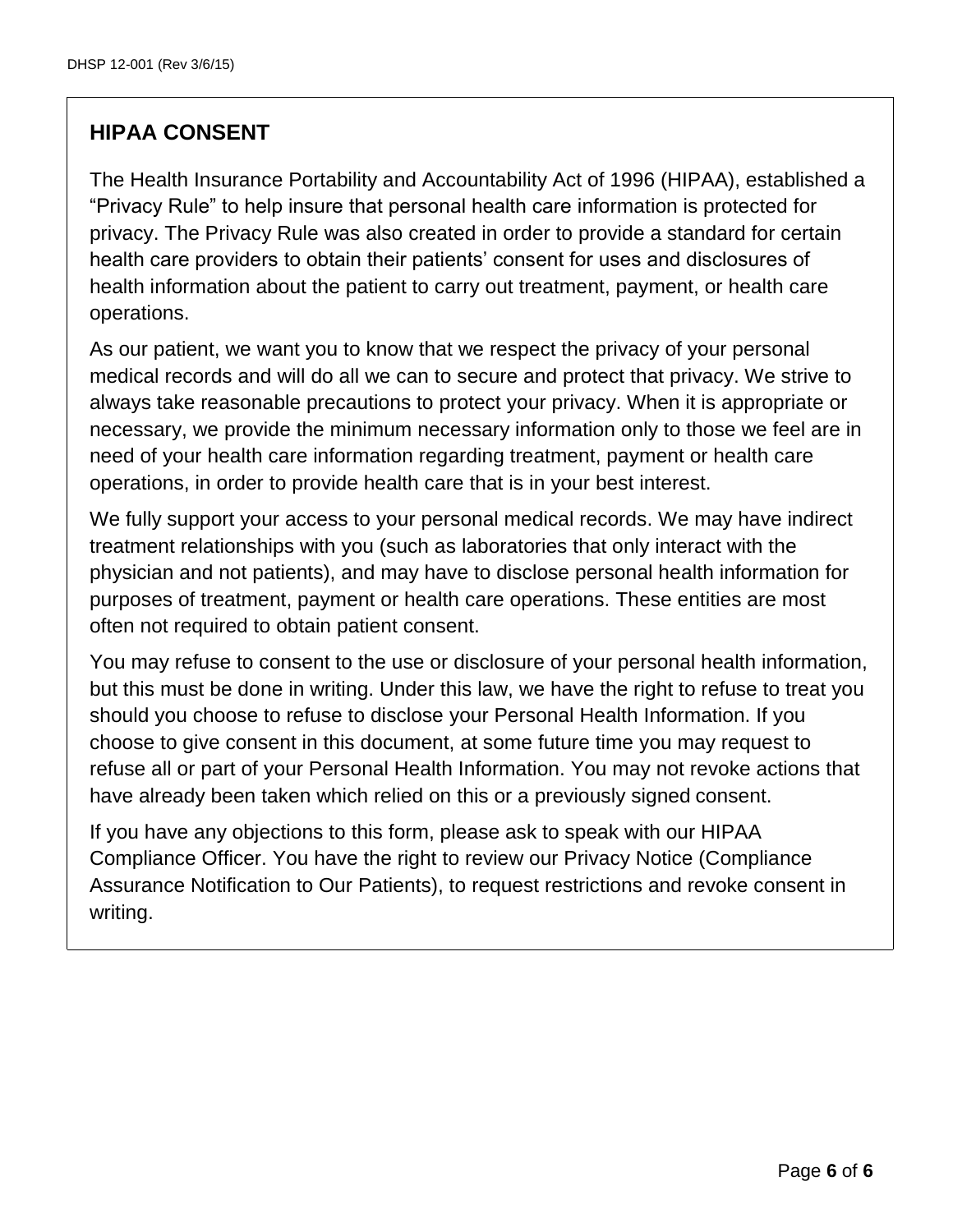## HIPAA CONSENT

The Health Insurance Portability and Accountability Act of 1996 (HIPAA), established a "Privacy Rule" to help insure that personal health care information is protected for privacy. The Privacy Rule was also created in order to provide a standard for certain health care providers to obtain their patients' consent for uses and disclosures of health information about the patient to carry out treatment, payment, or health care operations.

As our patient, we want you to know that we respect the privacy of your personal medical records and will do all we can to secure and protect that privacy. We strive to always take reasonable precautions to protect your privacy. When it is appropriate or necessary, we provide the minimum necessary information only to those we feel are in need of your health care information regarding treatment, payment or health care operations, in order to provide health care that is in your best interest.

We fully support your access to your personal medical records. We may have indirect treatment relationships with you (such as laboratories that only interact with the physician and not patients), and may have to disclose personal health information for purposes of treatment, payment or health care operations. These entities are most often not required to obtain patient consent.

You may refuse to consent to the use or disclosure of your personal health information, but this must be done in writing. Under this law, we have the right to refuse to treat you should you choose to refuse to disclose your Personal Health Information. If you choose to give consent in this document, at some future time you may request to refuse all or part of your Personal Health Information. You may not revoke actions that have already been taken which relied on this or a previously signed consent.

If you have any objections to this form, please ask to speak with our HIPAA Compliance Officer. You have the right to review our Privacy Notice (Compliance Assurance Notification to Our Patients), to request restrictions and revoke consent in writing.